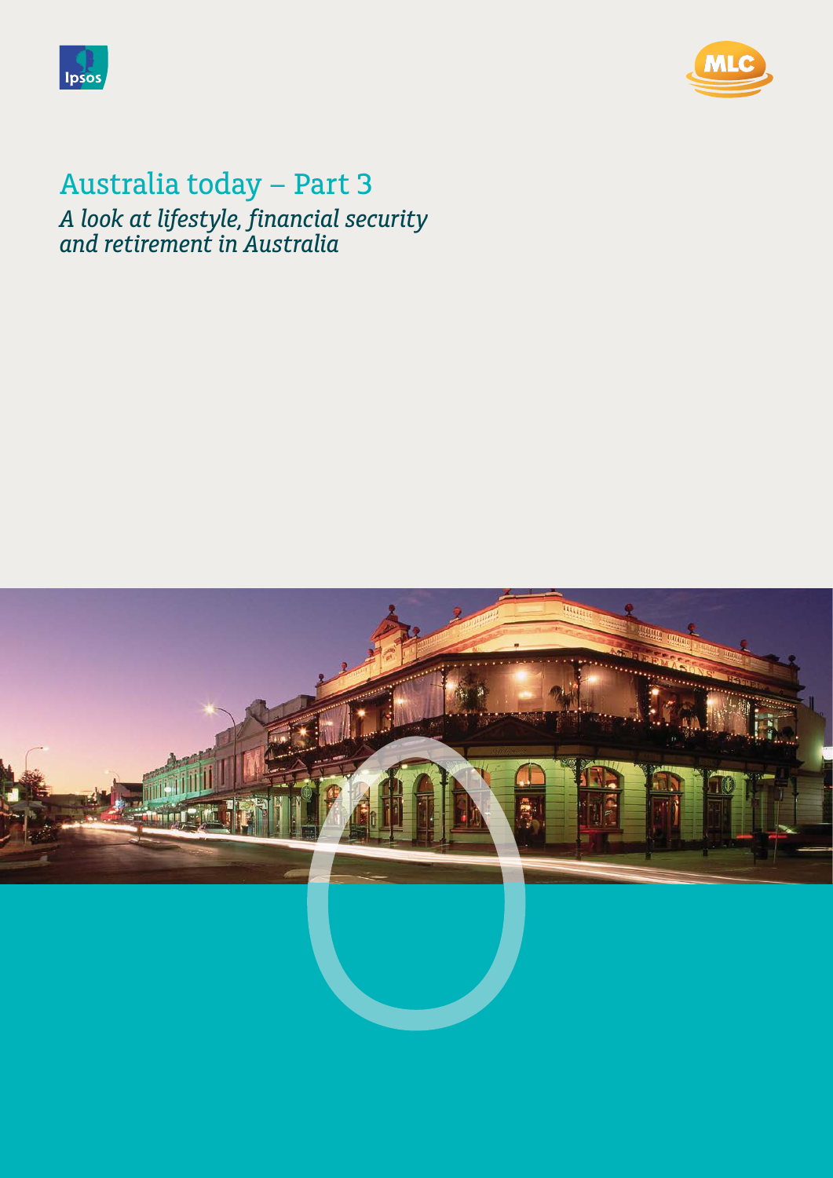# Australia today – Part 3

*A look at lifestyle, financial security and retirement in Australia*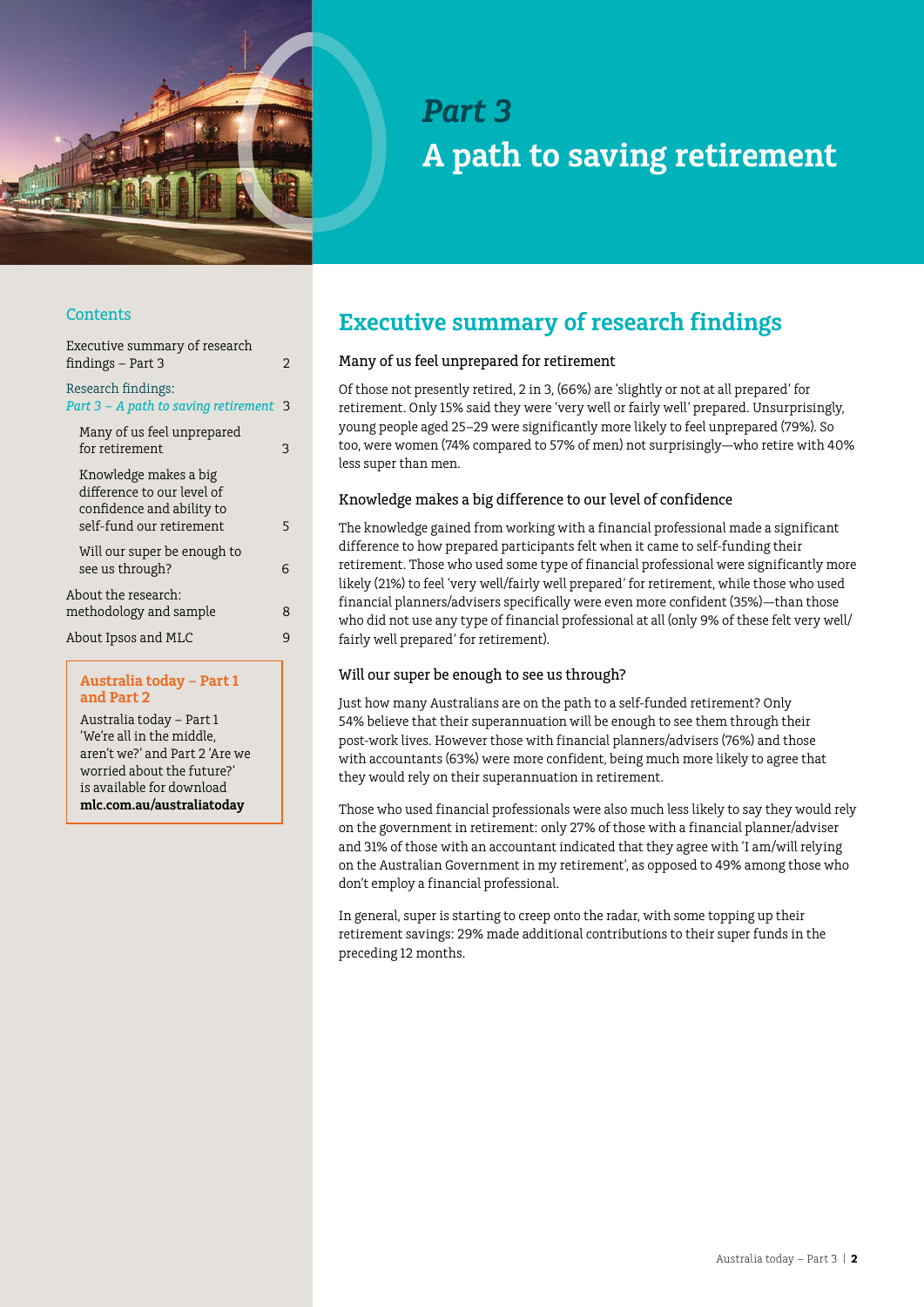*Part 3*
# A path to saving retirement

## Contents

| | |
|---|---|
| Executive summary of research findings – Part 3 | 2 |
| Research findings: *Part 3 – A path to saving retirement* | 3 |
| Many of us feel unprepared for retirement | 3 |
| Knowledge makes a big difference to our level of confidence and ability to self-fund our retirement | 5 |
| Will our super be enough to see us through? | 6 |
| About the research: methodology and sample | 8 |
| About Ipsos and MLC | 9 |

**Australia today – Part 1 and Part 2**

Australia today – Part 1 'We're all in the middle, aren't we?' and Part 2 'Are we worried about the future?' is available for download **mlc.com.au/australiatoday**

## Executive summary of research findings

### Many of us feel unprepared for retirement

Of those not presently retired, 2 in 3, (66%) are 'slightly or not at all prepared' for retirement. Only 15% said they were 'very well or fairly well' prepared. Unsurprisingly, young people aged 25–29 were significantly more likely to feel unprepared (79%). So too, were women (74% compared to 57% of men) not surprisingly—who retire with 40% less super than men.

### Knowledge makes a big difference to our level of confidence

The knowledge gained from working with a financial professional made a significant difference to how prepared participants felt when it came to self-funding their retirement. Those who used some type of financial professional were significantly more likely (21%) to feel 'very well/fairly well prepared' for retirement, while those who used financial planners/advisers specifically were even more confident (35%)—than those who did not use any type of financial professional at all (only 9% of these felt very well/fairly well prepared' for retirement).

### Will our super be enough to see us through?

Just how many Australians are on the path to a self-funded retirement? Only 54% believe that their superannuation will be enough to see them through their post-work lives. However those with financial planners/advisers (76%) and those with accountants (63%) were more confident, being much more likely to agree that they would rely on their superannuation in retirement.

Those who used financial professionals were also much less likely to say they would rely on the government in retirement: only 27% of those with a financial planner/adviser and 31% of those with an accountant indicated that they agree with 'I am/will relying on the Australian Government in my retirement', as opposed to 49% among those who don't employ a financial professional.

In general, super is starting to creep onto the radar, with some topping up their retirement savings: 29% made additional contributions to their super funds in the preceding 12 months.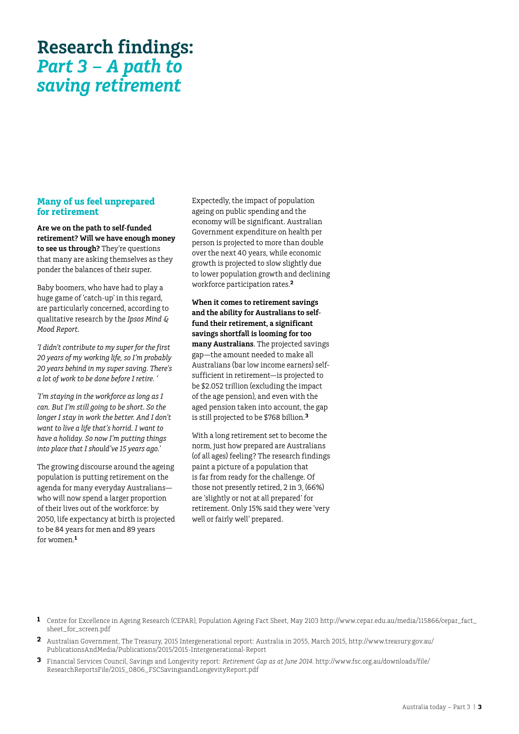# Research findings: *Part 3 – A path to saving retirement*

## Many of us feel unprepared for retirement

**Are we on the path to self-funded retirement? Will we have enough money to see us through?** They're questions that many are asking themselves as they ponder the balances of their super.

Baby boomers, who have had to play a huge game of 'catch-up' in this regard, are particularly concerned, according to qualitative research by the *Ipsos Mind & Mood Report*.

*'I didn't contribute to my super for the first 20 years of my working life, so I'm probably 20 years behind in my super saving. There's a lot of work to be done before I retire. '*

*'I'm staying in the workforce as long as I can. But I'm still going to be short. So the longer I stay in work the better. And I don't want to live a life that's horrid. I want to have a holiday. So now I'm putting things into place that I should've 15 years ago.'*

The growing discourse around the ageing population is putting retirement on the agenda for many everyday Australians—who will now spend a larger proportion of their lives out of the workforce: by 2050, life expectancy at birth is projected to be 84 years for men and 89 years for women.[1]

Expectedly, the impact of population ageing on public spending and the economy will be significant. Australian Government expenditure on health per person is projected to more than double over the next 40 years, while economic growth is projected to slow slightly due to lower population growth and declining workforce participation rates.[2]

**When it comes to retirement savings and the ability for Australians to self-fund their retirement, a significant savings shortfall is looming for too many Australians**. The projected savings gap—the amount needed to make all Australians (bar low income earners) self-sufficient in retirement—is projected to be $2.052 trillion (excluding the impact of the age pension), and even with the aged pension taken into account, the gap is still projected to be $768 billion.[3]

With a long retirement set to become the norm, just how prepared are Australians (of all ages) feeling? The research findings paint a picture of a population that is far from ready for the challenge. Of those not presently retired, 2 in 3, (66%) are 'slightly or not at all prepared' for retirement. Only 15% said they were 'very well or fairly well' prepared.

---

**1** Centre for Excellence in Ageing Research (CEPAR), Population Ageing Fact Sheet, May 2103 http://www.cepar.edu.au/media/115866/cepar_fact_sheet_for_screen.pdf

**2** Australian Government, The Treasury, 2015 Intergenerational report: Australia in 2055, March 2015, http://www.treasury.gov.au/PublicationsAndMedia/Publications/2015/2015-Intergenerational-Report

**3** Financial Services Council, Savings and Longevity report: *Retirement Gap as at June 2014*. http://www.fsc.org.au/downloads/file/ResearchReportsFile/2015_0806_FSCSavingsandLongevityReport.pdf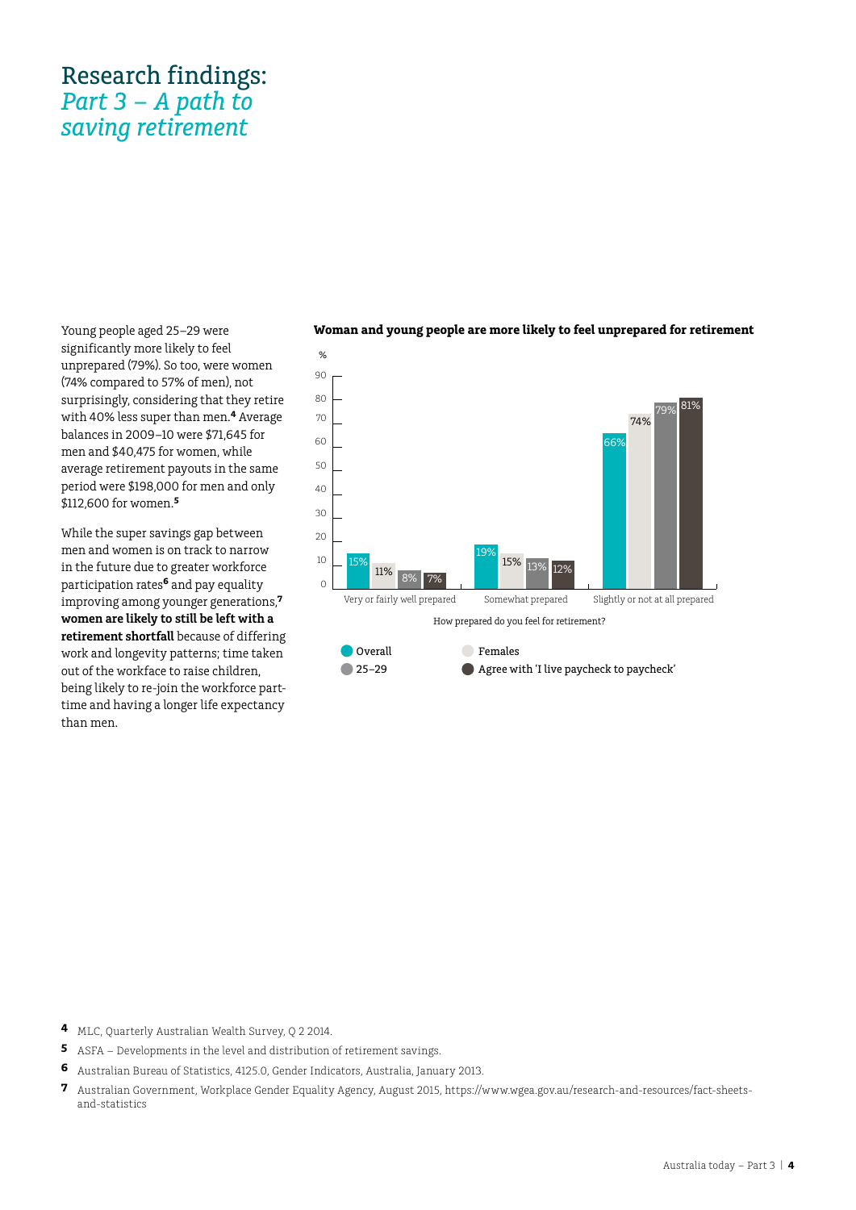# Research findings: *Part 3 – A path to saving retirement*

Young people aged 25–29 were significantly more likely to feel unprepared (79%). So too, were women (74% compared to 57% of men), not surprisingly, considering that they retire with 40% less super than men.[4] Average balances in 2009–10 were $71,645 for men and $40,475 for women, while average retirement payouts in the same period were $198,000 for men and only $112,600 for women.[5]

While the super savings gap between men and women is on track to narrow in the future due to greater workforce participation rates[6] and pay equality improving among younger generations,[7] **women are likely to still be left with a retirement shortfall** because of differing work and longevity patterns; time taken out of the workface to raise children, being likely to re-join the workforce part-time and having a longer life expectancy than men.

**Woman and young people are more likely to feel unprepared for retirement**

How prepared do you feel for retirement? (%)

| | Overall | Females | 25–29 | Agree with 'I live paycheck to paycheck' |
|---|---|---|---|---|
| Very or fairly well prepared | 15% | 11% | 8% | 7% |
| Somewhat prepared | 19% | 15% | 13% | 12% |
| Slightly or not at all prepared | 66% | 74% | 79% | 81% |

4 MLC, Quarterly Australian Wealth Survey, Q 2 2014.

5 ASFA – Developments in the level and distribution of retirement savings.

6 Australian Bureau of Statistics, 4125.0, Gender Indicators, Australia, January 2013.

7 Australian Government, Workplace Gender Equality Agency, August 2015, https://www.wgea.gov.au/research-and-resources/fact-sheets-and-statistics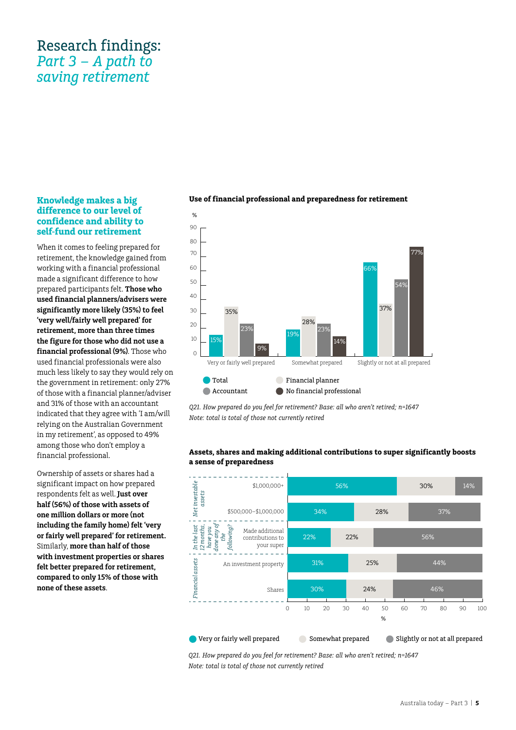# Research findings: *Part 3 – A path to saving retirement*

## Knowledge makes a big difference to our level of confidence and ability to self-fund our retirement

When it comes to feeling prepared for retirement, the knowledge gained from working with a financial professional made a significant difference to how prepared participants felt. **Those who used financial planners/advisers were significantly more likely (35%) to feel 'very well/fairly well prepared' for retirement, more than three times the figure for those who did not use a financial professional (9%)**. Those who used financial professionals were also much less likely to say they would rely on the government in retirement: only 27% of those with a financial planner/adviser and 31% of those with an accountant indicated that they agree with 'I am/will relying on the Australian Government in my retirement', as opposed to 49% among those who don't employ a financial professional.

Ownership of assets or shares had a significant impact on how prepared respondents felt as well. **Just over half (56%) of those with assets of one million dollars or more (not including the family home) felt 'very or fairly well prepared' for retirement.** Similarly, **more than half of those with investment properties or shares felt better prepared for retirement, compared to only 15% of those with none of these assets**.

**Use of financial professional and preparedness for retirement**

| % | Total | Financial planner | Accountant | No financial professional |
|---|---|---|---|---|
| Very or fairly well prepared | 15% | 35% | 23% | 9% |
| Somewhat prepared | 19% | 28% | 23% | 14% |
| Slightly or not at all prepared | 66% | 37% | 54% | 77% |

*Q21. How prepared do you feel for retirement? Base: all who aren't retired; n=1647*
*Note: total is total of those not currently retired*

**Assets, shares and making additional contributions to super significantly boosts a sense of preparedness**

| | | Very or fairly well prepared | Somewhat prepared | Slightly or not at all prepared |
|---|---|---|---|---|
| Net investable assets | $1,000,000+ | 56% | 30% | 14% |
| | $500,000–$1,000,000 | 34% | 28% | 37% |
| In the last 12 months, have you done any of the following? | Made additional contributions to your super | 22% | 22% | 56% |
| Financial assets | An investment property | 31% | 25% | 44% |
| | Shares | 30% | 24% | 46% |

*Q21. How prepared do you feel for retirement? Base: all who aren't retired; n=1647*
*Note: total is total of those not currently retired*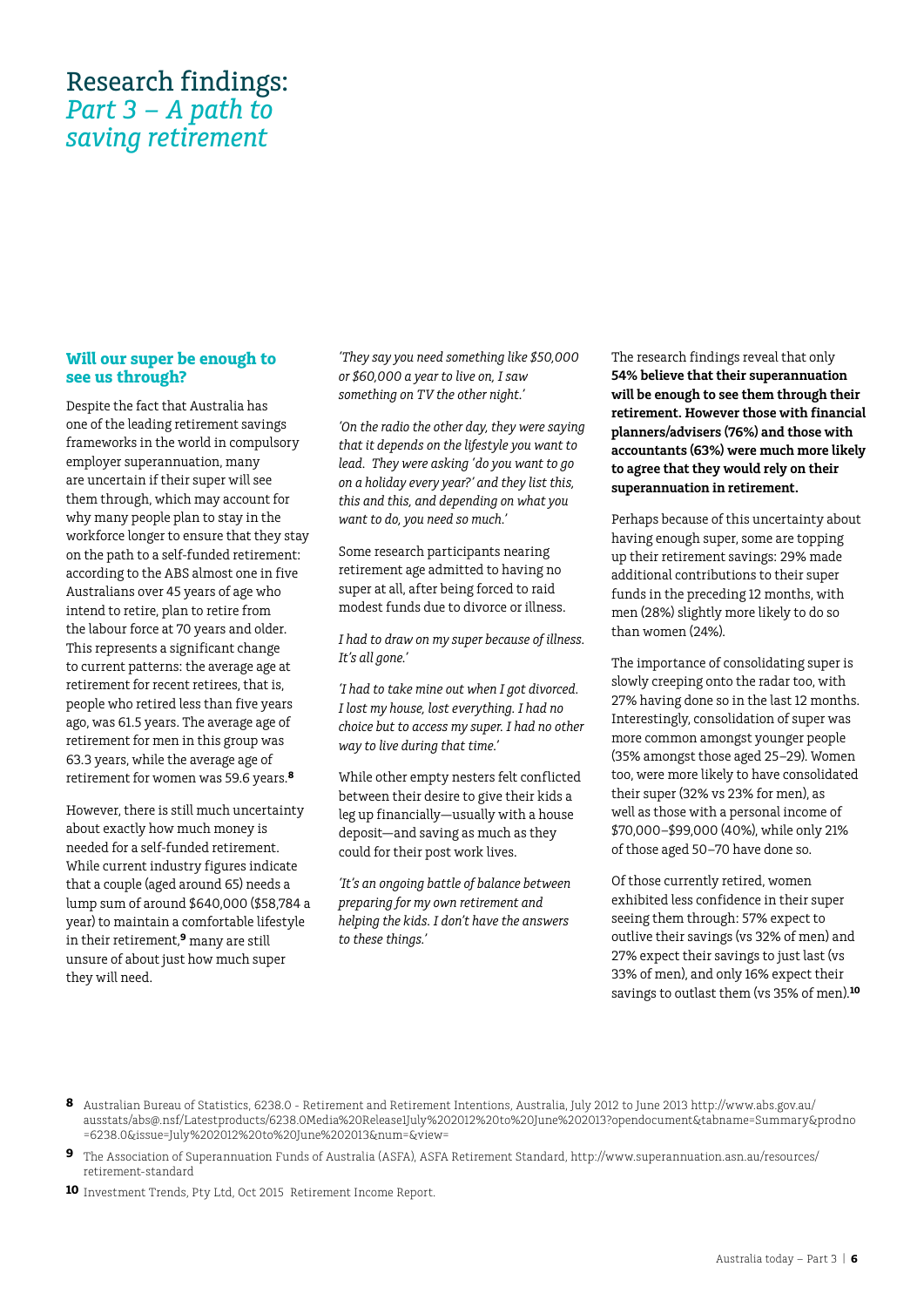# Research findings: *Part 3 – A path to saving retirement*

## Will our super be enough to see us through?

Despite the fact that Australia has one of the leading retirement savings frameworks in the world in compulsory employer superannuation, many are uncertain if their super will see them through, which may account for why many people plan to stay in the workforce longer to ensure that they stay on the path to a self-funded retirement: according to the ABS almost one in five Australians over 45 years of age who intend to retire, plan to retire from the labour force at 70 years and older. This represents a significant change to current patterns: the average age at retirement for recent retirees, that is, people who retired less than five years ago, was 61.5 years. The average age of retirement for men in this group was 63.3 years, while the average age of retirement for women was 59.6 years.[8]

However, there is still much uncertainty about exactly how much money is needed for a self-funded retirement. While current industry figures indicate that a couple (aged around 65) needs a lump sum of around $640,000 ($58,784 a year) to maintain a comfortable lifestyle in their retirement,[9] many are still unsure of about just how much super they will need.

*'They say you need something like $50,000 or $60,000 a year to live on, I saw something on TV the other night.'*

*'On the radio the other day, they were saying that it depends on the lifestyle you want to lead. They were asking 'do you want to go on a holiday every year?' and they list this, this and this, and depending on what you want to do, you need so much.'*

Some research participants nearing retirement age admitted to having no super at all, after being forced to raid modest funds due to divorce or illness.

*I had to draw on my super because of illness. It's all gone.'*

*'I had to take mine out when I got divorced. I lost my house, lost everything. I had no choice but to access my super. I had no other way to live during that time.'*

While other empty nesters felt conflicted between their desire to give their kids a leg up financially—usually with a house deposit—and saving as much as they could for their post work lives.

*'It's an ongoing battle of balance between preparing for my own retirement and helping the kids. I don't have the answers to these things.'*

The research findings reveal that only **54% believe that their superannuation will be enough to see them through their retirement. However those with financial planners/advisers (76%) and those with accountants (63%) were much more likely to agree that they would rely on their superannuation in retirement.**

Perhaps because of this uncertainty about having enough super, some are topping up their retirement savings: 29% made additional contributions to their super funds in the preceding 12 months, with men (28%) slightly more likely to do so than women (24%).

The importance of consolidating super is slowly creeping onto the radar too, with 27% having done so in the last 12 months. Interestingly, consolidation of super was more common amongst younger people (35% amongst those aged 25–29). Women too, were more likely to have consolidated their super (32% vs 23% for men), as well as those with a personal income of $70,000–$99,000 (40%), while only 21% of those aged 50–70 have done so.

Of those currently retired, women exhibited less confidence in their super seeing them through: 57% expect to outlive their savings (vs 32% of men) and 27% expect their savings to just last (vs 33% of men), and only 16% expect their savings to outlast them (vs 35% of men).[10]

---

[8] Australian Bureau of Statistics, 6238.0 - Retirement and Retirement Intentions, Australia, July 2012 to June 2013 http://www.abs.gov.au/ausstats/abs@.nsf/Latestproducts/6238.0Media%20Release1July%202012%20to%20June%202013?opendocument&tabname=Summary&prodno=6238.0&issue=July%202012%20to%20June%202013&num=&view=

[9] The Association of Superannuation Funds of Australia (ASFA), ASFA Retirement Standard, http://www.superannuation.asn.au/resources/retirement-standard

[10] Investment Trends, Pty Ltd, Oct 2015 Retirement Income Report.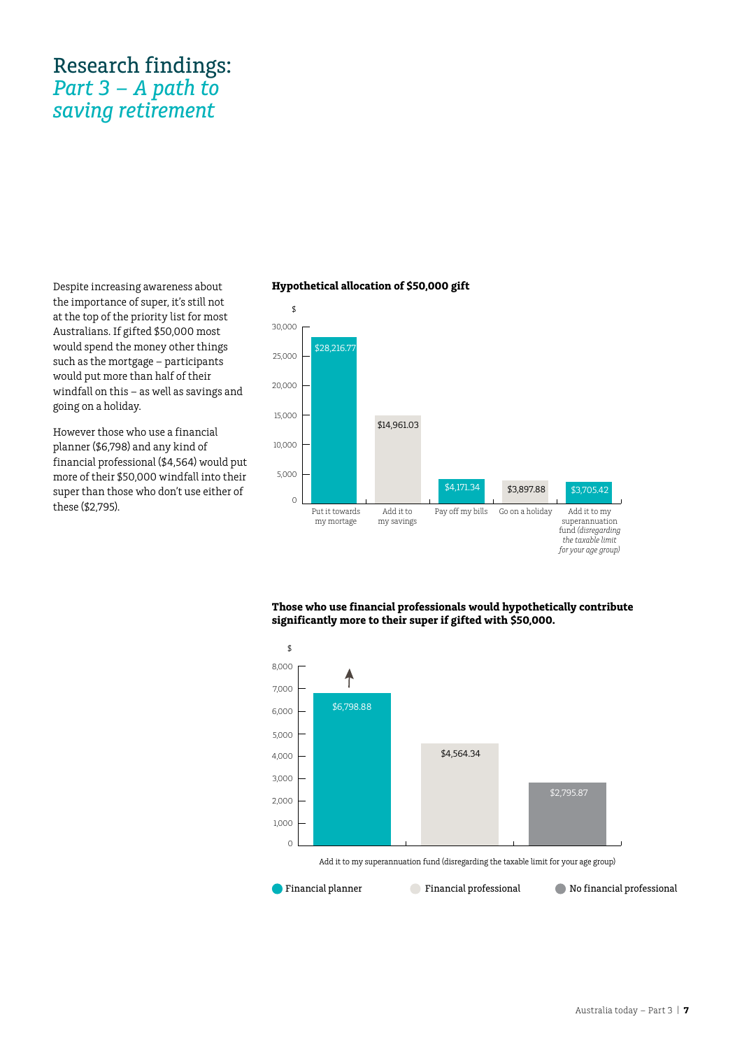# Research findings: *Part 3 – A path to saving retirement*

Despite increasing awareness about the importance of super, it's still not at the top of the priority list for most Australians. If gifted $50,000 most would spend the money other things such as the mortgage – participants would put more than half of their windfall on this – as well as savings and going on a holiday.

However those who use a financial planner ($6,798) and any kind of financial professional ($4,564) would put more of their $50,000 windfall into their super than those who don't use either of these ($2,795).

**Hypothetical allocation of $50,000 gift**

| Allocation | $ |
| --- | --- |
| Put it towards my mortage | $28,216.77 |
| Add it to my savings | $14,961.03 |
| Pay off my bills | $4,171.34 |
| Go on a holiday | $3,897.88 |
| Add it to my superannuation fund *(disregarding the taxable limit for your age group)* | $3,705.42 |

**Those who use financial professionals would hypothetically contribute significantly more to their super if gifted with $50,000.**

Add it to my superannuation fund (disregarding the taxable limit for your age group)

| | $ |
| --- | --- |
| Financial planner | $6,798.88 |
| Financial professional | $4,564.34 |
| No financial professional | $2,795.87 |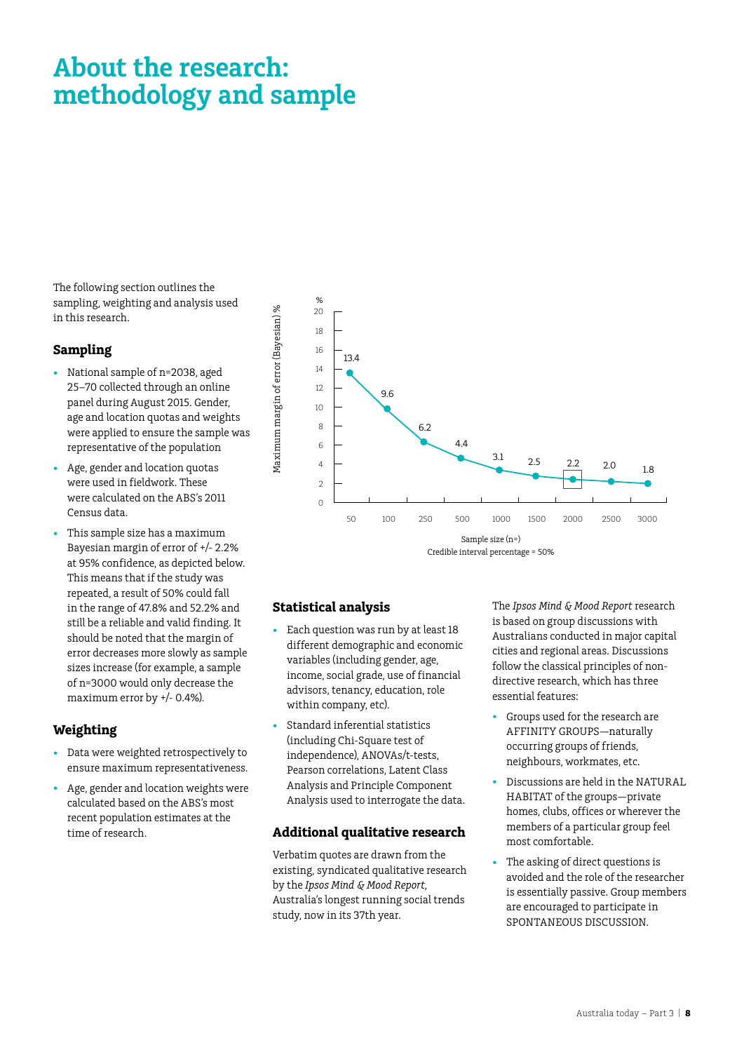# About the research: methodology and sample

The following section outlines the sampling, weighting and analysis used in this research.

## Sampling

- National sample of n=2038, aged 25–70 collected through an online panel during August 2015. Gender, age and location quotas and weights were applied to ensure the sample was representative of the population
- Age, gender and location quotas were used in fieldwork. These were calculated on the ABS's 2011 Census data.
- This sample size has a maximum Bayesian margin of error of +/- 2.2% at 95% confidence, as depicted below. This means that if the study was repeated, a result of 50% could fall in the range of 47.8% and 52.2% and still be a reliable and valid finding. It should be noted that the margin of error decreases more slowly as sample sizes increase (for example, a sample of n=3000 would only decrease the maximum error by +/- 0.4%).

## Weighting

- Data were weighted retrospectively to ensure maximum representativeness.
- Age, gender and location weights were calculated based on the ABS's most recent population estimates at the time of research.

| Sample size (n=) | Maximum margin of error (Bayesian) % |
|---|---|
| 50 | 13.4 |
| 100 | 9.6 |
| 250 | 6.2 |
| 500 | 4.4 |
| 1000 | 3.1 |
| 1500 | 2.5 |
| 2000 | 2.2 |
| 2500 | 2.0 |
| 3000 | 1.8 |

Credible interval percentage = 50%

## Statistical analysis

- Each question was run by at least 18 different demographic and economic variables (including gender, age, income, social grade, use of financial advisors, tenancy, education, role within company, etc).
- Standard inferential statistics (including Chi-Square test of independence), ANOVAs/t-tests, Pearson correlations, Latent Class Analysis and Principle Component Analysis used to interrogate the data.

## Additional qualitative research

Verbatim quotes are drawn from the existing, syndicated qualitative research by the *Ipsos Mind & Mood Report*, Australia's longest running social trends study, now in its 37th year.

The *Ipsos Mind & Mood Report* research is based on group discussions with Australians conducted in major capital cities and regional areas. Discussions follow the classical principles of non-directive research, which has three essential features:

- Groups used for the research are AFFINITY GROUPS—naturally occurring groups of friends, neighbours, workmates, etc.
- Discussions are held in the NATURAL HABITAT of the groups—private homes, clubs, offices or wherever the members of a particular group feel most comfortable.
- The asking of direct questions is avoided and the role of the researcher is essentially passive. Group members are encouraged to participate in SPONTANEOUS DISCUSSION.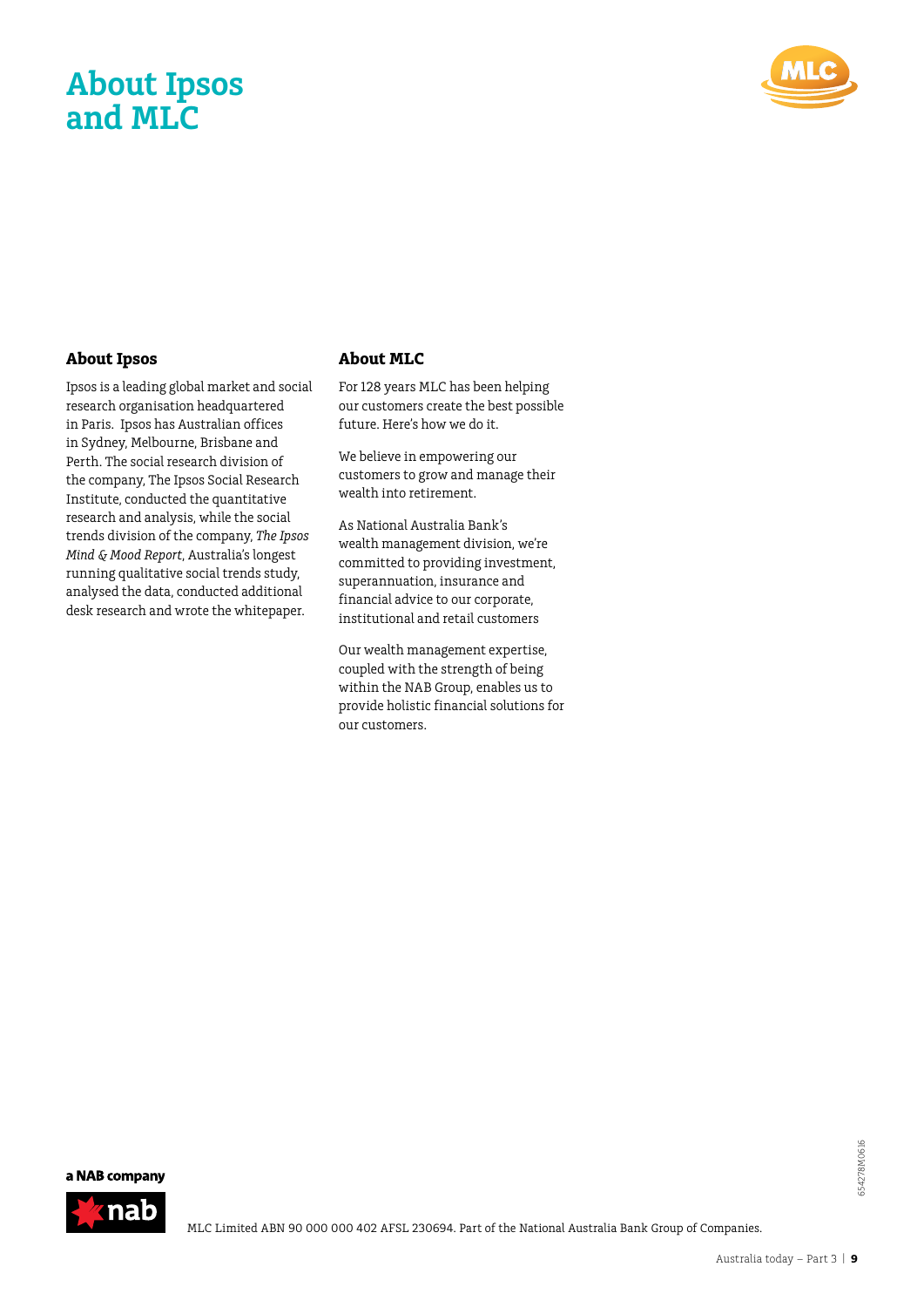# About Ipsos and MLC

## About Ipsos

Ipsos is a leading global market and social research organisation headquartered in Paris. Ipsos has Australian offices in Sydney, Melbourne, Brisbane and Perth. The social research division of the company, The Ipsos Social Research Institute, conducted the quantitative research and analysis, while the social trends division of the company, *The Ipsos Mind & Mood Report*, Australia's longest running qualitative social trends study, analysed the data, conducted additional desk research and wrote the whitepaper.

## About MLC

For 128 years MLC has been helping our customers create the best possible future. Here's how we do it.

We believe in empowering our customers to grow and manage their wealth into retirement.

As National Australia Bank's wealth management division, we're committed to providing investment, superannuation, insurance and financial advice to our corporate, institutional and retail customers

Our wealth management expertise, coupled with the strength of being within the NAB Group, enables us to provide holistic financial solutions for our customers.

a NAB company

MLC Limited ABN 90 000 000 402 AFSL 230694. Part of the National Australia Bank Group of Companies.

65478M0616